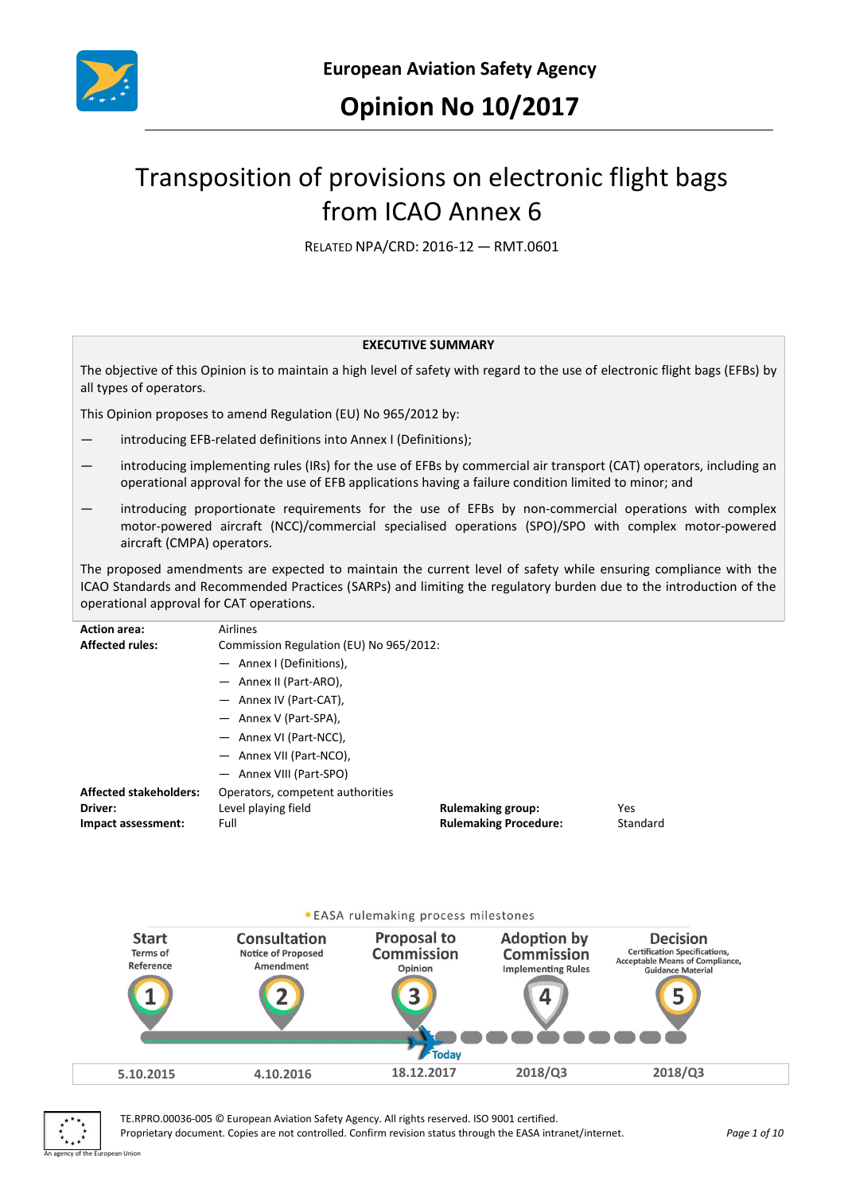**European Aviation Safety Agency**

# Opinion No 10/2017

# Transposition of provisions on electronic flight bags from ICAO Annex 6

RELATED NPA/CRD: 2016-12 — RMT.0601

**EXECUTIVE SUMMARY**

The objective of this Opinion is to maintain a high level of safety with regard to the use of electronic flight bags (EFBs) by all types of operators.

This Opinion proposes to amend Regulation (EU) No 965/2012 by:

— introducing EFB-related definitions into Annex I (Definitions);

— introducing implementing rules (IRs) for the use of EFBs by commercial air transport (CAT) operators, including an operational approval for the use of EFB applications having a failure condition limited to minor; and

— introducing proportionate requirements for the use of EFBs by non-commercial operations with complex motor-powered aircraft (NCC)/commercial specialised operations (SPO)/SPO with complex motor-powered aircraft (CMPA) operators.

The proposed amendments are expected to maintain the current level of safety while ensuring compliance with the ICAO Standards and Recommended Practices (SARPs) and limiting the regulatory burden due to the introduction of the operational approval for CAT operations.

| | | | |
|---|---|---|---|
| **Action area:** | Airlines | | |
| **Affected rules:** | Commission Regulation (EU) No 965/2012:<br>— Annex I (Definitions),<br>— Annex II (Part-ARO),<br>— Annex IV (Part-CAT),<br>— Annex V (Part-SPA),<br>— Annex VI (Part-NCC),<br>— Annex VII (Part-NCO),<br>— Annex VIII (Part-SPO) | | |
| **Affected stakeholders:** | Operators, competent authorities | | |
| **Driver:** | Level playing field | **Rulemaking group:** | Yes |
| **Impact assessment:** | Full | **Rulemaking Procedure:** | Standard |

EASA rulemaking process milestones

| 1 Start<br>Terms of Reference | 2 Consultation<br>Notice of Proposed Amendment | 3 Proposal to Commission<br>Opinion | 4 Adoption by Commission<br>Implementing Rules | 5 Decision<br>Certification Specifications, Acceptable Means of Compliance, Guidance Material |
|---|---|---|---|---|
| 5.10.2015 | 4.10.2016 | 18.12.2017 (Today) | 2018/Q3 | 2018/Q3 |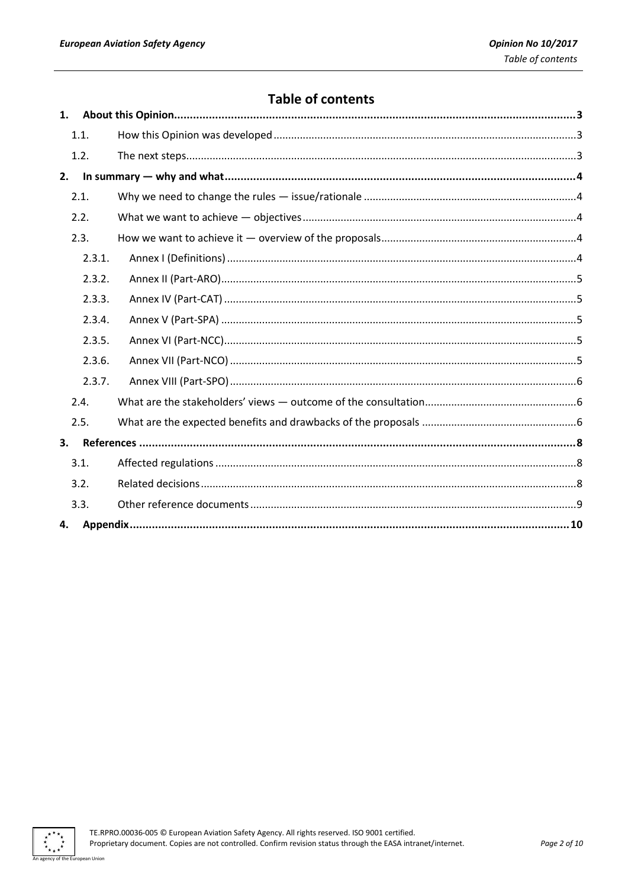# Table of contents

1. **About this Opinion** ... 3
   - 1.1. How this Opinion was developed ... 3
   - 1.2. The next steps ... 3
2. **In summary — why and what** ... 4
   - 2.1. Why we need to change the rules — issue/rationale ... 4
   - 2.2. What we want to achieve — objectives ... 4
   - 2.3. How we want to achieve it — overview of the proposals ... 4
     - 2.3.1. Annex I (Definitions) ... 4
     - 2.3.2. Annex II (Part-ARO) ... 5
     - 2.3.3. Annex IV (Part-CAT) ... 5
     - 2.3.4. Annex V (Part-SPA) ... 5
     - 2.3.5. Annex VI (Part-NCC) ... 5
     - 2.3.6. Annex VII (Part-NCO) ... 5
     - 2.3.7. Annex VIII (Part-SPO) ... 6
   - 2.4. What are the stakeholders' views — outcome of the consultation ... 6
   - 2.5. What are the expected benefits and drawbacks of the proposals ... 6
3. **References** ... 8
   - 3.1. Affected regulations ... 8
   - 3.2. Related decisions ... 8
   - 3.3. Other reference documents ... 9
4. **Appendix** ... 10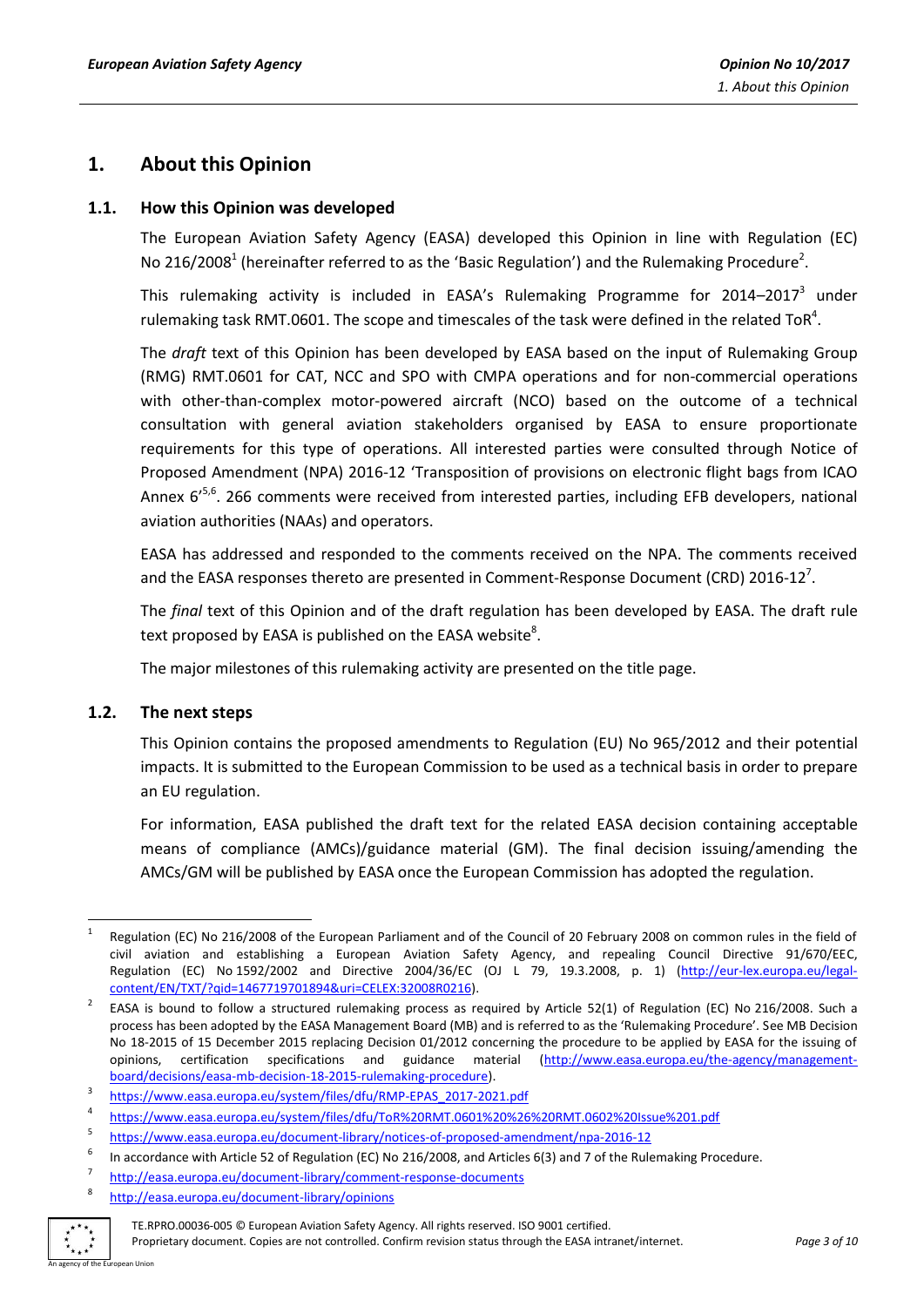# 1. About this Opinion

## 1.1. How this Opinion was developed

The European Aviation Safety Agency (EASA) developed this Opinion in line with Regulation (EC) No 216/2008[1] (hereinafter referred to as the 'Basic Regulation') and the Rulemaking Procedure[2].

This rulemaking activity is included in EASA's Rulemaking Programme for 2014–2017[3] under rulemaking task RMT.0601. The scope and timescales of the task were defined in the related ToR[4].

The *draft* text of this Opinion has been developed by EASA based on the input of Rulemaking Group (RMG) RMT.0601 for CAT, NCC and SPO with CMPA operations and for non-commercial operations with other-than-complex motor-powered aircraft (NCO) based on the outcome of a technical consultation with general aviation stakeholders organised by EASA to ensure proportionate requirements for this type of operations. All interested parties were consulted through Notice of Proposed Amendment (NPA) 2016-12 'Transposition of provisions on electronic flight bags from ICAO Annex 6'[5,6]. 266 comments were received from interested parties, including EFB developers, national aviation authorities (NAAs) and operators.

EASA has addressed and responded to the comments received on the NPA. The comments received and the EASA responses thereto are presented in Comment-Response Document (CRD) 2016-12[7].

The *final* text of this Opinion and of the draft regulation has been developed by EASA. The draft rule text proposed by EASA is published on the EASA website[8].

The major milestones of this rulemaking activity are presented on the title page.

## 1.2. The next steps

This Opinion contains the proposed amendments to Regulation (EU) No 965/2012 and their potential impacts. It is submitted to the European Commission to be used as a technical basis in order to prepare an EU regulation.

For information, EASA published the draft text for the related EASA decision containing acceptable means of compliance (AMCs)/guidance material (GM). The final decision issuing/amending the AMCs/GM will be published by EASA once the European Commission has adopted the regulation.

---

[1] Regulation (EC) No 216/2008 of the European Parliament and of the Council of 20 February 2008 on common rules in the field of civil aviation and establishing a European Aviation Safety Agency, and repealing Council Directive 91/670/EEC, Regulation (EC) No 1592/2002 and Directive 2004/36/EC (OJ L 79, 19.3.2008, p. 1) (http://eur-lex.europa.eu/legal-content/EN/TXT/?qid=1467719701894&uri=CELEX:32008R0216).

[2] EASA is bound to follow a structured rulemaking process as required by Article 52(1) of Regulation (EC) No 216/2008. Such a process has been adopted by the EASA Management Board (MB) and is referred to as the 'Rulemaking Procedure'. See MB Decision No 18-2015 of 15 December 2015 replacing Decision 01/2012 concerning the procedure to be applied by EASA for the issuing of opinions, certification specifications and guidance material (http://www.easa.europa.eu/the-agency/management-board/decisions/easa-mb-decision-18-2015-rulemaking-procedure).

[3] https://www.easa.europa.eu/system/files/dfu/RMP-EPAS_2017-2021.pdf

[4] https://www.easa.europa.eu/system/files/dfu/ToR%20RMT.0601%20%26%20RMT.0602%20Issue%201.pdf

[5] https://www.easa.europa.eu/document-library/notices-of-proposed-amendment/npa-2016-12

[6] In accordance with Article 52 of Regulation (EC) No 216/2008, and Articles 6(3) and 7 of the Rulemaking Procedure.

[7] http://easa.europa.eu/document-library/comment-response-documents

[8] http://easa.europa.eu/document-library/opinions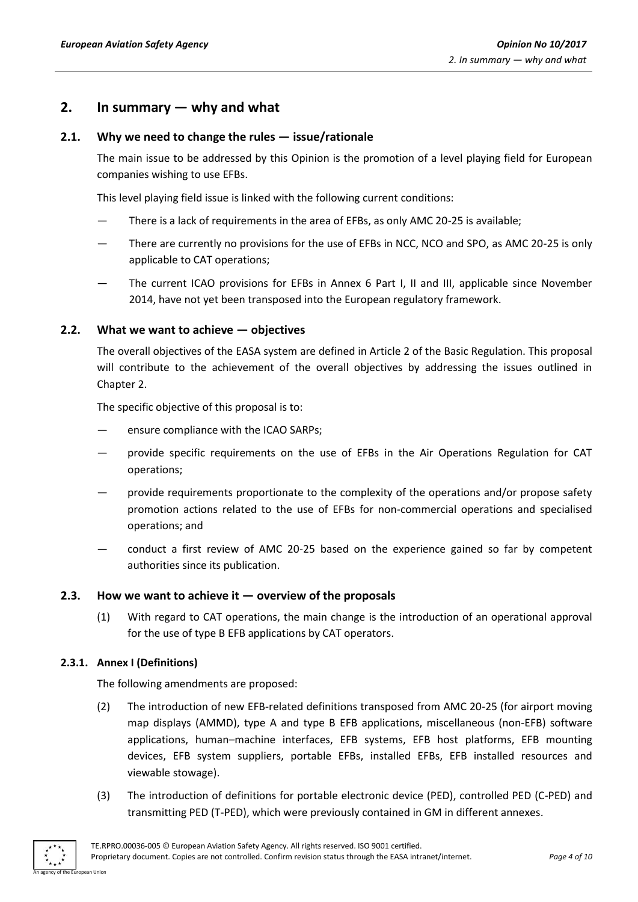## 2. In summary — why and what

### 2.1. Why we need to change the rules — issue/rationale

The main issue to be addressed by this Opinion is the promotion of a level playing field for European companies wishing to use EFBs.

This level playing field issue is linked with the following current conditions:

— There is a lack of requirements in the area of EFBs, as only AMC 20-25 is available;

— There are currently no provisions for the use of EFBs in NCC, NCO and SPO, as AMC 20-25 is only applicable to CAT operations;

— The current ICAO provisions for EFBs in Annex 6 Part I, II and III, applicable since November 2014, have not yet been transposed into the European regulatory framework.

### 2.2. What we want to achieve — objectives

The overall objectives of the EASA system are defined in Article 2 of the Basic Regulation. This proposal will contribute to the achievement of the overall objectives by addressing the issues outlined in Chapter 2.

The specific objective of this proposal is to:

— ensure compliance with the ICAO SARPs;

— provide specific requirements on the use of EFBs in the Air Operations Regulation for CAT operations;

— provide requirements proportionate to the complexity of the operations and/or propose safety promotion actions related to the use of EFBs for non-commercial operations and specialised operations; and

— conduct a first review of AMC 20-25 based on the experience gained so far by competent authorities since its publication.

### 2.3. How we want to achieve it — overview of the proposals

(1) With regard to CAT operations, the main change is the introduction of an operational approval for the use of type B EFB applications by CAT operators.

#### 2.3.1. Annex I (Definitions)

The following amendments are proposed:

(2) The introduction of new EFB-related definitions transposed from AMC 20-25 (for airport moving map displays (AMMD), type A and type B EFB applications, miscellaneous (non-EFB) software applications, human–machine interfaces, EFB systems, EFB host platforms, EFB mounting devices, EFB system suppliers, portable EFBs, installed EFBs, EFB installed resources and viewable stowage).

(3) The introduction of definitions for portable electronic device (PED), controlled PED (C-PED) and transmitting PED (T-PED), which were previously contained in GM in different annexes.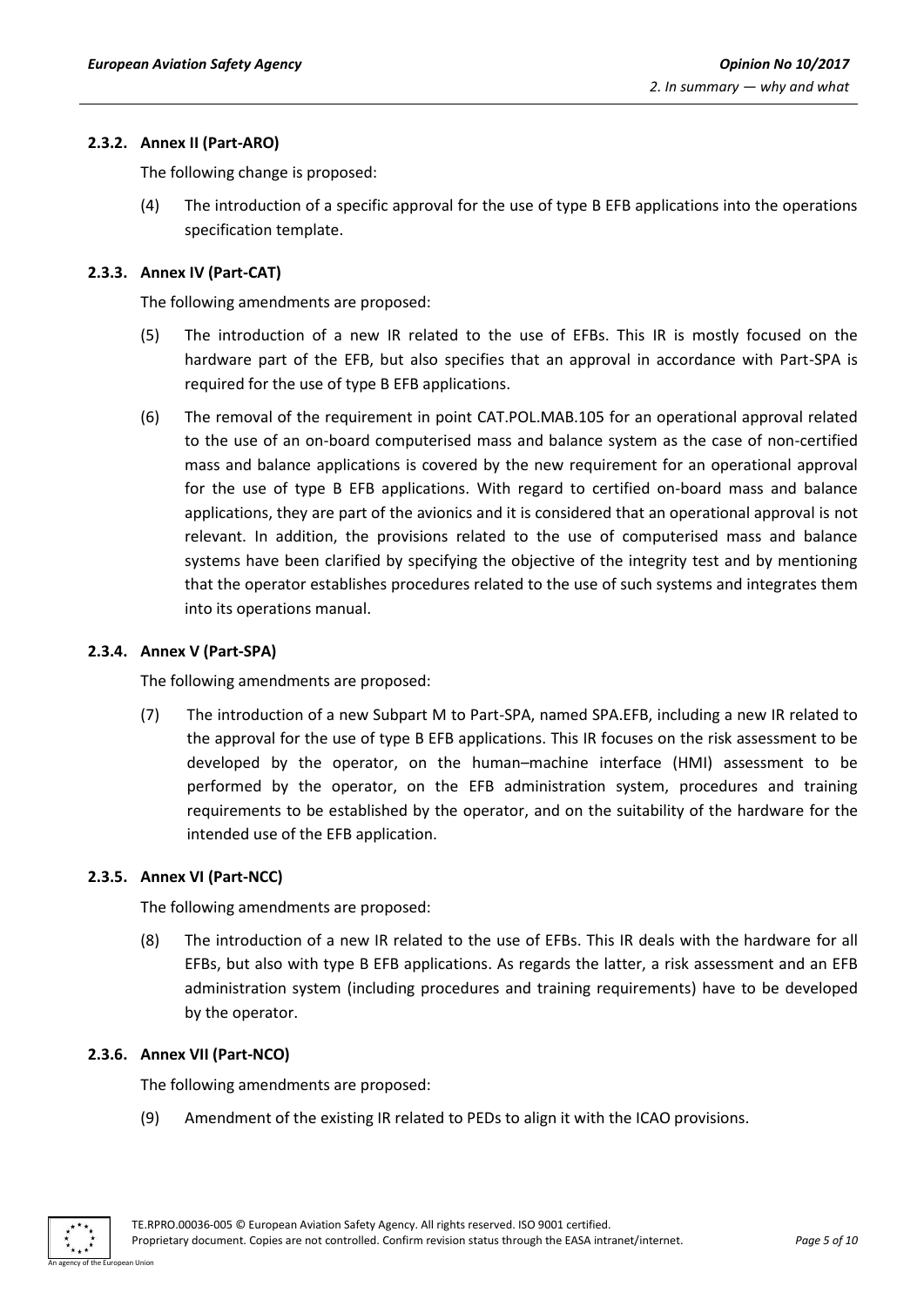### 2.3.2. Annex II (Part-ARO)

The following change is proposed:

(4) The introduction of a specific approval for the use of type B EFB applications into the operations specification template.

### 2.3.3. Annex IV (Part-CAT)

The following amendments are proposed:

(5) The introduction of a new IR related to the use of EFBs. This IR is mostly focused on the hardware part of the EFB, but also specifies that an approval in accordance with Part-SPA is required for the use of type B EFB applications.

(6) The removal of the requirement in point CAT.POL.MAB.105 for an operational approval related to the use of an on-board computerised mass and balance system as the case of non-certified mass and balance applications is covered by the new requirement for an operational approval for the use of type B EFB applications. With regard to certified on-board mass and balance applications, they are part of the avionics and it is considered that an operational approval is not relevant. In addition, the provisions related to the use of computerised mass and balance systems have been clarified by specifying the objective of the integrity test and by mentioning that the operator establishes procedures related to the use of such systems and integrates them into its operations manual.

### 2.3.4. Annex V (Part-SPA)

The following amendments are proposed:

(7) The introduction of a new Subpart M to Part-SPA, named SPA.EFB, including a new IR related to the approval for the use of type B EFB applications. This IR focuses on the risk assessment to be developed by the operator, on the human–machine interface (HMI) assessment to be performed by the operator, on the EFB administration system, procedures and training requirements to be established by the operator, and on the suitability of the hardware for the intended use of the EFB application.

### 2.3.5. Annex VI (Part-NCC)

The following amendments are proposed:

(8) The introduction of a new IR related to the use of EFBs. This IR deals with the hardware for all EFBs, but also with type B EFB applications. As regards the latter, a risk assessment and an EFB administration system (including procedures and training requirements) have to be developed by the operator.

### 2.3.6. Annex VII (Part-NCO)

The following amendments are proposed:

(9) Amendment of the existing IR related to PEDs to align it with the ICAO provisions.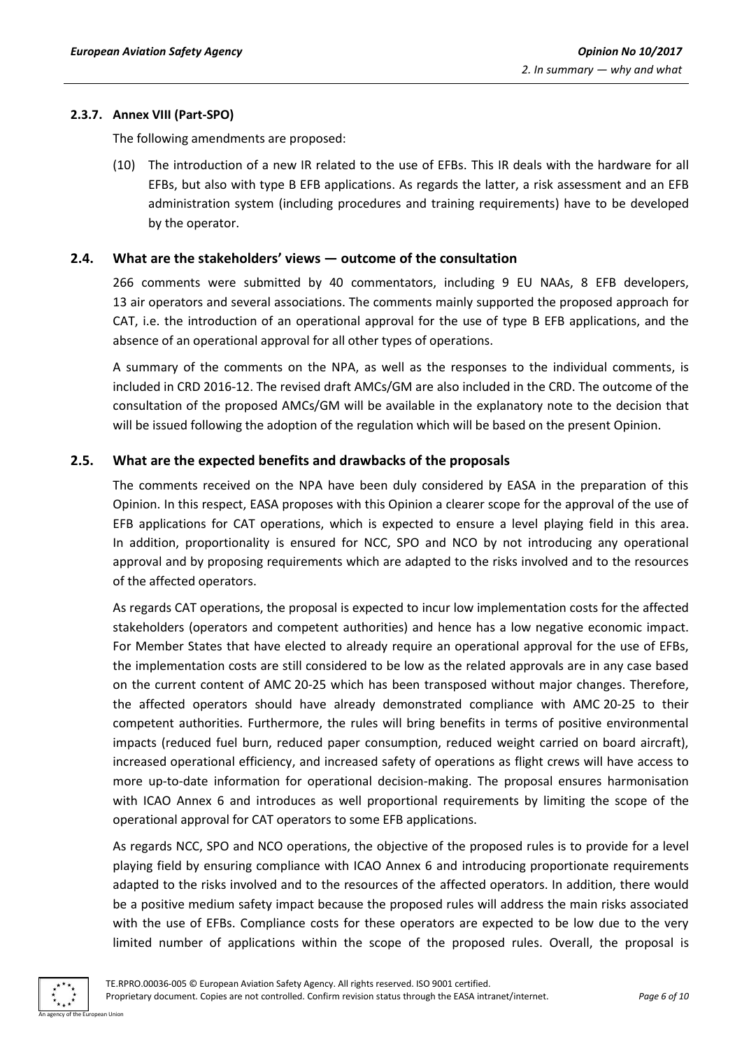### 2.3.7. Annex VIII (Part-SPO)

The following amendments are proposed:

(10) The introduction of a new IR related to the use of EFBs. This IR deals with the hardware for all EFBs, but also with type B EFB applications. As regards the latter, a risk assessment and an EFB administration system (including procedures and training requirements) have to be developed by the operator.

## 2.4. What are the stakeholders' views — outcome of the consultation

266 comments were submitted by 40 commentators, including 9 EU NAAs, 8 EFB developers, 13 air operators and several associations. The comments mainly supported the proposed approach for CAT, i.e. the introduction of an operational approval for the use of type B EFB applications, and the absence of an operational approval for all other types of operations.

A summary of the comments on the NPA, as well as the responses to the individual comments, is included in CRD 2016-12. The revised draft AMCs/GM are also included in the CRD. The outcome of the consultation of the proposed AMCs/GM will be available in the explanatory note to the decision that will be issued following the adoption of the regulation which will be based on the present Opinion.

## 2.5. What are the expected benefits and drawbacks of the proposals

The comments received on the NPA have been duly considered by EASA in the preparation of this Opinion. In this respect, EASA proposes with this Opinion a clearer scope for the approval of the use of EFB applications for CAT operations, which is expected to ensure a level playing field in this area. In addition, proportionality is ensured for NCC, SPO and NCO by not introducing any operational approval and by proposing requirements which are adapted to the risks involved and to the resources of the affected operators.

As regards CAT operations, the proposal is expected to incur low implementation costs for the affected stakeholders (operators and competent authorities) and hence has a low negative economic impact. For Member States that have elected to already require an operational approval for the use of EFBs, the implementation costs are still considered to be low as the related approvals are in any case based on the current content of AMC 20-25 which has been transposed without major changes. Therefore, the affected operators should have already demonstrated compliance with AMC 20-25 to their competent authorities. Furthermore, the rules will bring benefits in terms of positive environmental impacts (reduced fuel burn, reduced paper consumption, reduced weight carried on board aircraft), increased operational efficiency, and increased safety of operations as flight crews will have access to more up-to-date information for operational decision-making. The proposal ensures harmonisation with ICAO Annex 6 and introduces as well proportional requirements by limiting the scope of the operational approval for CAT operators to some EFB applications.

As regards NCC, SPO and NCO operations, the objective of the proposed rules is to provide for a level playing field by ensuring compliance with ICAO Annex 6 and introducing proportionate requirements adapted to the risks involved and to the resources of the affected operators. In addition, there would be a positive medium safety impact because the proposed rules will address the main risks associated with the use of EFBs. Compliance costs for these operators are expected to be low due to the very limited number of applications within the scope of the proposed rules. Overall, the proposal is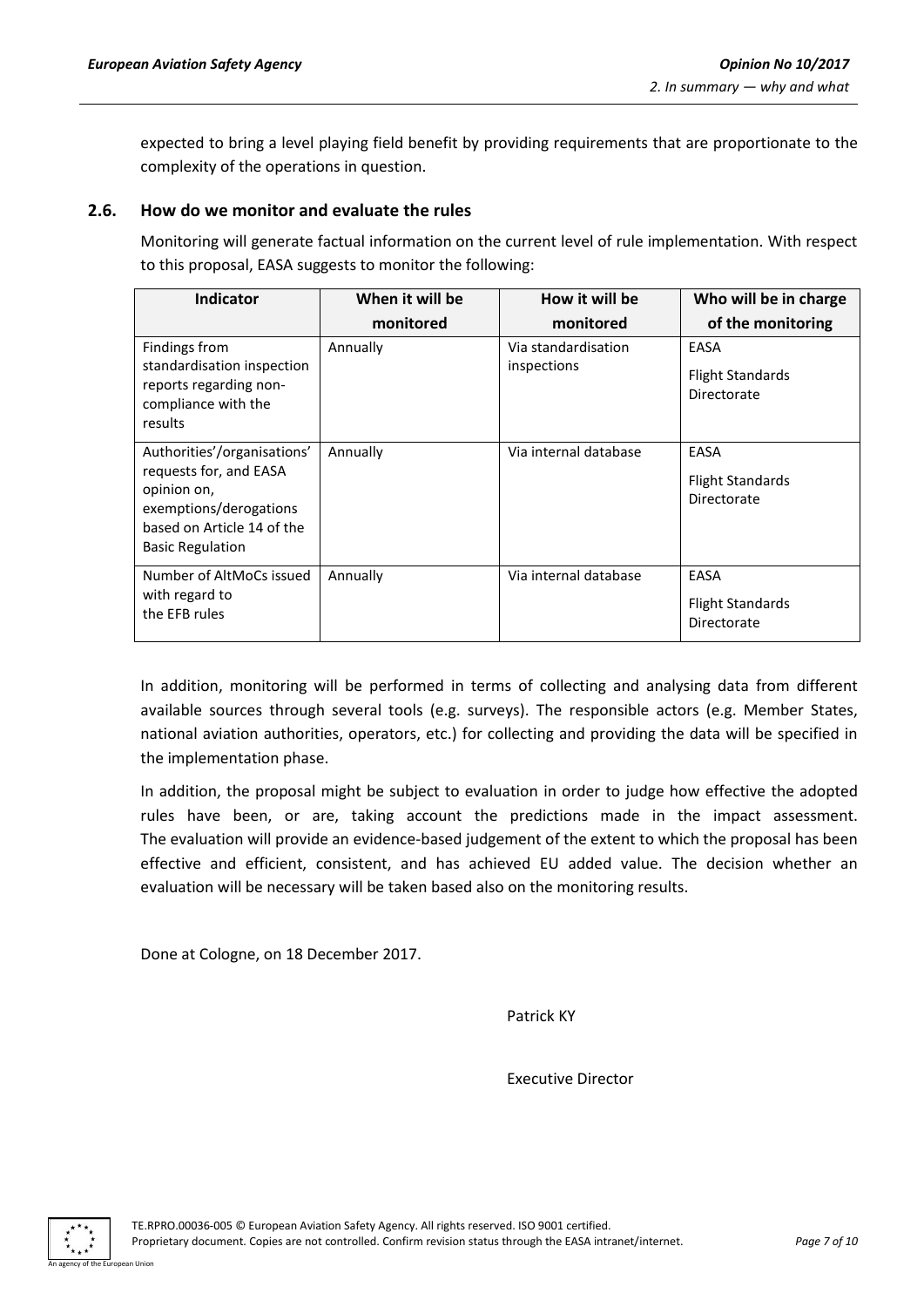expected to bring a level playing field benefit by providing requirements that are proportionate to the complexity of the operations in question.

## 2.6. How do we monitor and evaluate the rules

Monitoring will generate factual information on the current level of rule implementation. With respect to this proposal, EASA suggests to monitor the following:

| Indicator | When it will be monitored | How it will be monitored | Who will be in charge of the monitoring |
|---|---|---|---|
| Findings from standardisation inspection reports regarding non-compliance with the results | Annually | Via standardisation inspections | EASA Flight Standards Directorate |
| Authorities'/organisations' requests for, and EASA opinion on, exemptions/derogations based on Article 14 of the Basic Regulation | Annually | Via internal database | EASA Flight Standards Directorate |
| Number of AltMoCs issued with regard to the EFB rules | Annually | Via internal database | EASA Flight Standards Directorate |

In addition, monitoring will be performed in terms of collecting and analysing data from different available sources through several tools (e.g. surveys). The responsible actors (e.g. Member States, national aviation authorities, operators, etc.) for collecting and providing the data will be specified in the implementation phase.

In addition, the proposal might be subject to evaluation in order to judge how effective the adopted rules have been, or are, taking account the predictions made in the impact assessment. The evaluation will provide an evidence-based judgement of the extent to which the proposal has been effective and efficient, consistent, and has achieved EU added value. The decision whether an evaluation will be necessary will be taken based also on the monitoring results.

Done at Cologne, on 18 December 2017.

Patrick KY

Executive Director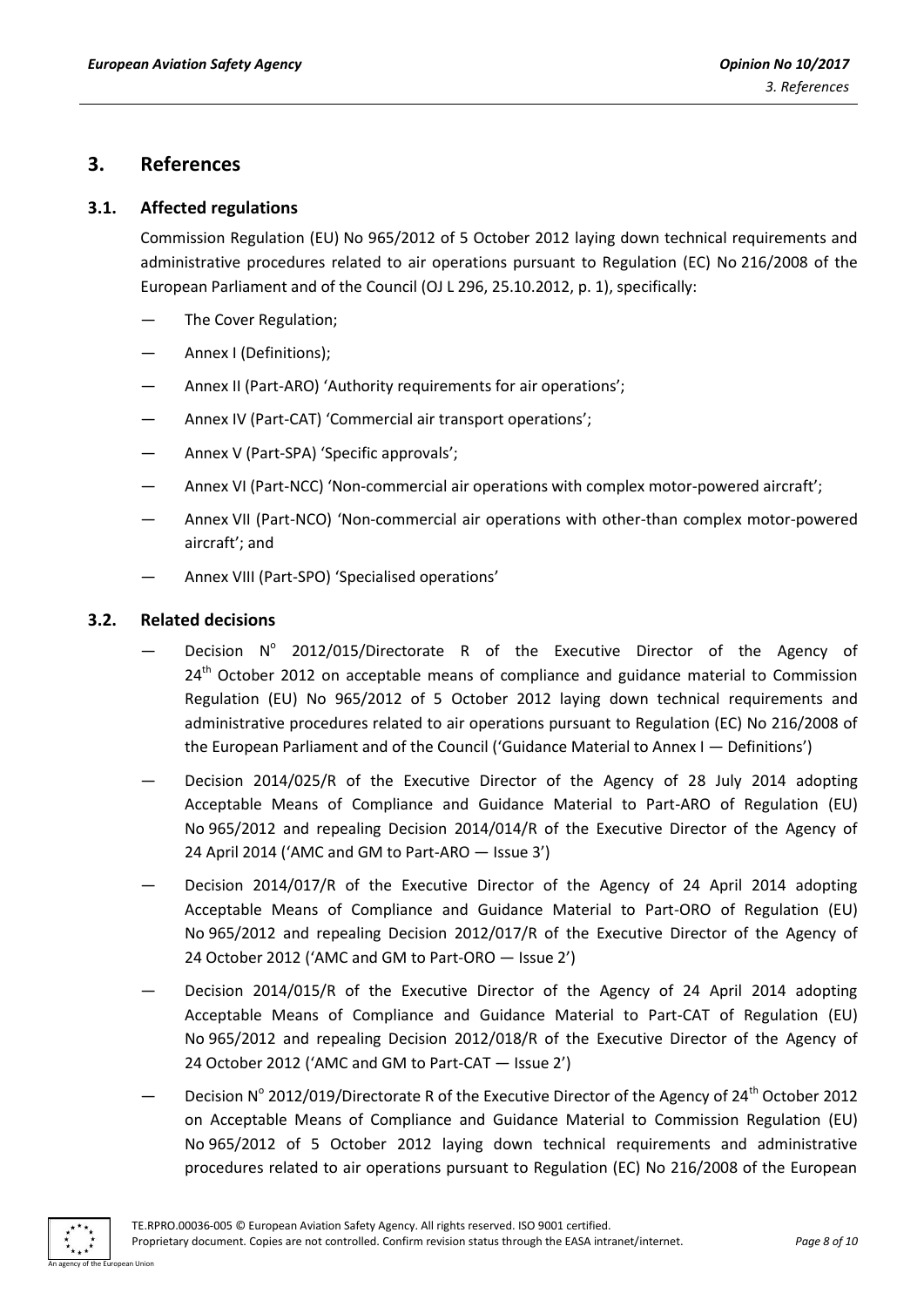## 3. References

### 3.1. Affected regulations

Commission Regulation (EU) No 965/2012 of 5 October 2012 laying down technical requirements and administrative procedures related to air operations pursuant to Regulation (EC) No 216/2008 of the European Parliament and of the Council (OJ L 296, 25.10.2012, p. 1), specifically:

- The Cover Regulation;
- Annex I (Definitions);
- Annex II (Part-ARO) 'Authority requirements for air operations';
- Annex IV (Part-CAT) 'Commercial air transport operations';
- Annex V (Part-SPA) 'Specific approvals';
- Annex VI (Part-NCC) 'Non-commercial air operations with complex motor-powered aircraft';
- Annex VII (Part-NCO) 'Non-commercial air operations with other-than complex motor-powered aircraft'; and
- Annex VIII (Part-SPO) 'Specialised operations'

### 3.2. Related decisions

- Decision N° 2012/015/Directorate R of the Executive Director of the Agency of 24th October 2012 on acceptable means of compliance and guidance material to Commission Regulation (EU) No 965/2012 of 5 October 2012 laying down technical requirements and administrative procedures related to air operations pursuant to Regulation (EC) No 216/2008 of the European Parliament and of the Council ('Guidance Material to Annex I — Definitions')
- Decision 2014/025/R of the Executive Director of the Agency of 28 July 2014 adopting Acceptable Means of Compliance and Guidance Material to Part-ARO of Regulation (EU) No 965/2012 and repealing Decision 2014/014/R of the Executive Director of the Agency of 24 April 2014 ('AMC and GM to Part-ARO — Issue 3')
- Decision 2014/017/R of the Executive Director of the Agency of 24 April 2014 adopting Acceptable Means of Compliance and Guidance Material to Part-ORO of Regulation (EU) No 965/2012 and repealing Decision 2012/017/R of the Executive Director of the Agency of 24 October 2012 ('AMC and GM to Part-ORO — Issue 2')
- Decision 2014/015/R of the Executive Director of the Agency of 24 April 2014 adopting Acceptable Means of Compliance and Guidance Material to Part-CAT of Regulation (EU) No 965/2012 and repealing Decision 2012/018/R of the Executive Director of the Agency of 24 October 2012 ('AMC and GM to Part-CAT — Issue 2')
- Decision N° 2012/019/Directorate R of the Executive Director of the Agency of 24th October 2012 on Acceptable Means of Compliance and Guidance Material to Commission Regulation (EU) No 965/2012 of 5 October 2012 laying down technical requirements and administrative procedures related to air operations pursuant to Regulation (EC) No 216/2008 of the European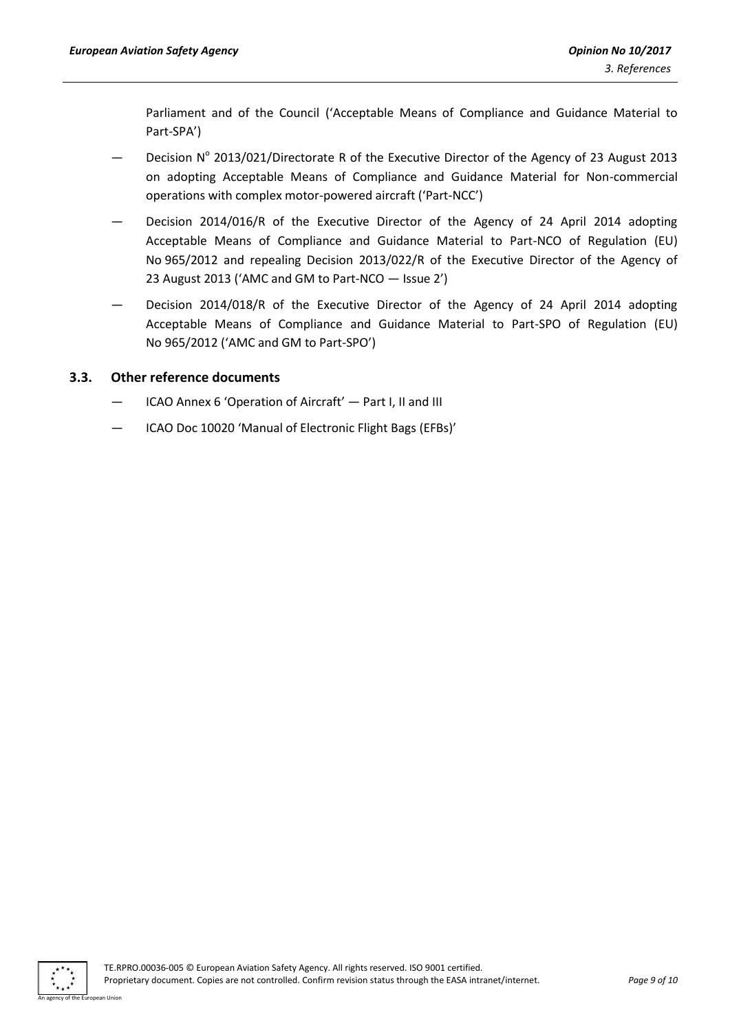Parliament and of the Council ('Acceptable Means of Compliance and Guidance Material to Part-SPA')

— Decision N° 2013/021/Directorate R of the Executive Director of the Agency of 23 August 2013 on adopting Acceptable Means of Compliance and Guidance Material for Non-commercial operations with complex motor-powered aircraft ('Part-NCC')

— Decision 2014/016/R of the Executive Director of the Agency of 24 April 2014 adopting Acceptable Means of Compliance and Guidance Material to Part-NCO of Regulation (EU) No 965/2012 and repealing Decision 2013/022/R of the Executive Director of the Agency of 23 August 2013 ('AMC and GM to Part-NCO — Issue 2')

— Decision 2014/018/R of the Executive Director of the Agency of 24 April 2014 adopting Acceptable Means of Compliance and Guidance Material to Part-SPO of Regulation (EU) No 965/2012 ('AMC and GM to Part-SPO')

### 3.3. Other reference documents

— ICAO Annex 6 'Operation of Aircraft' — Part I, II and III

— ICAO Doc 10020 'Manual of Electronic Flight Bags (EFBs)'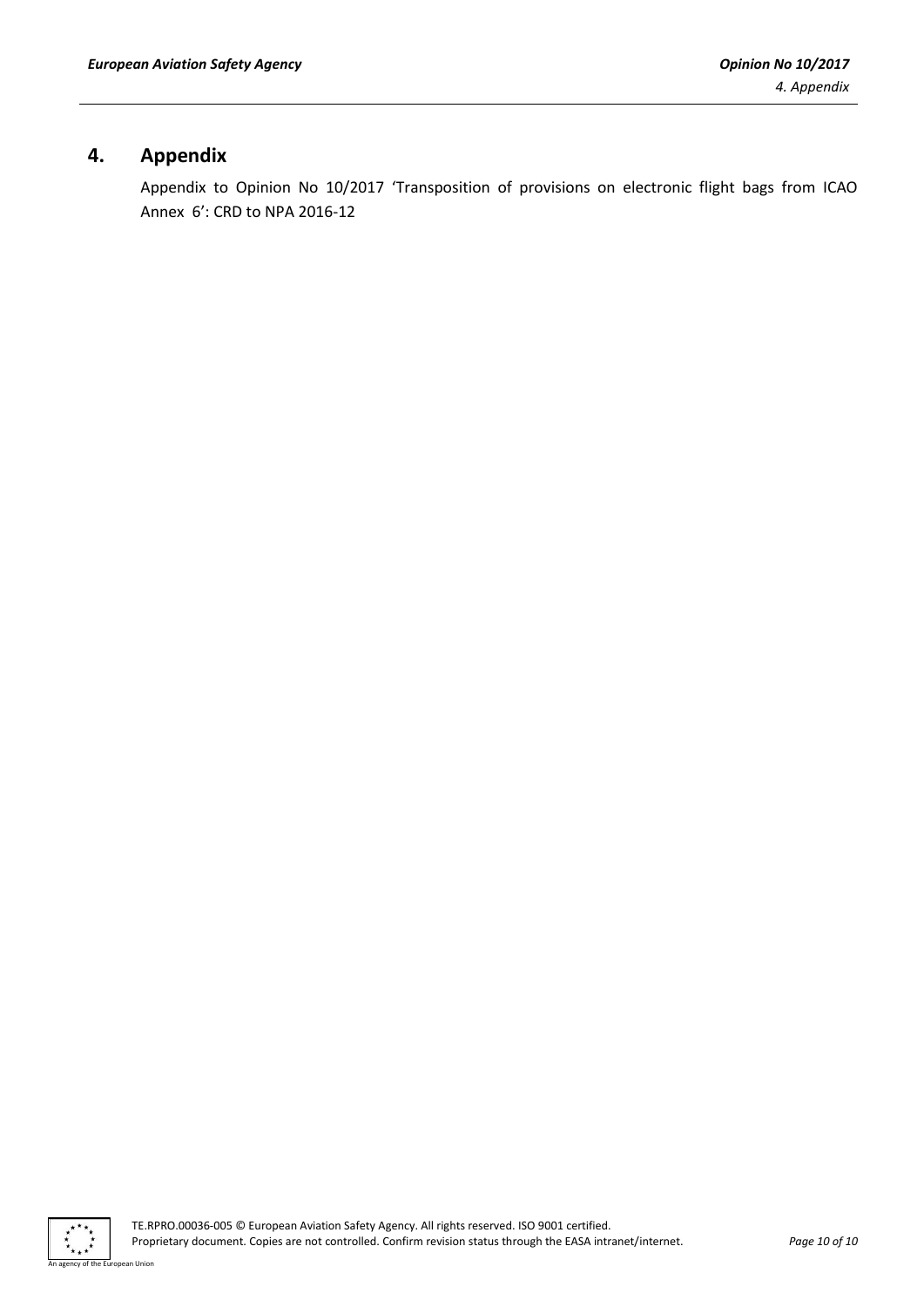# 4. Appendix

Appendix to Opinion No 10/2017 'Transposition of provisions on electronic flight bags from ICAO Annex 6': CRD to NPA 2016-12